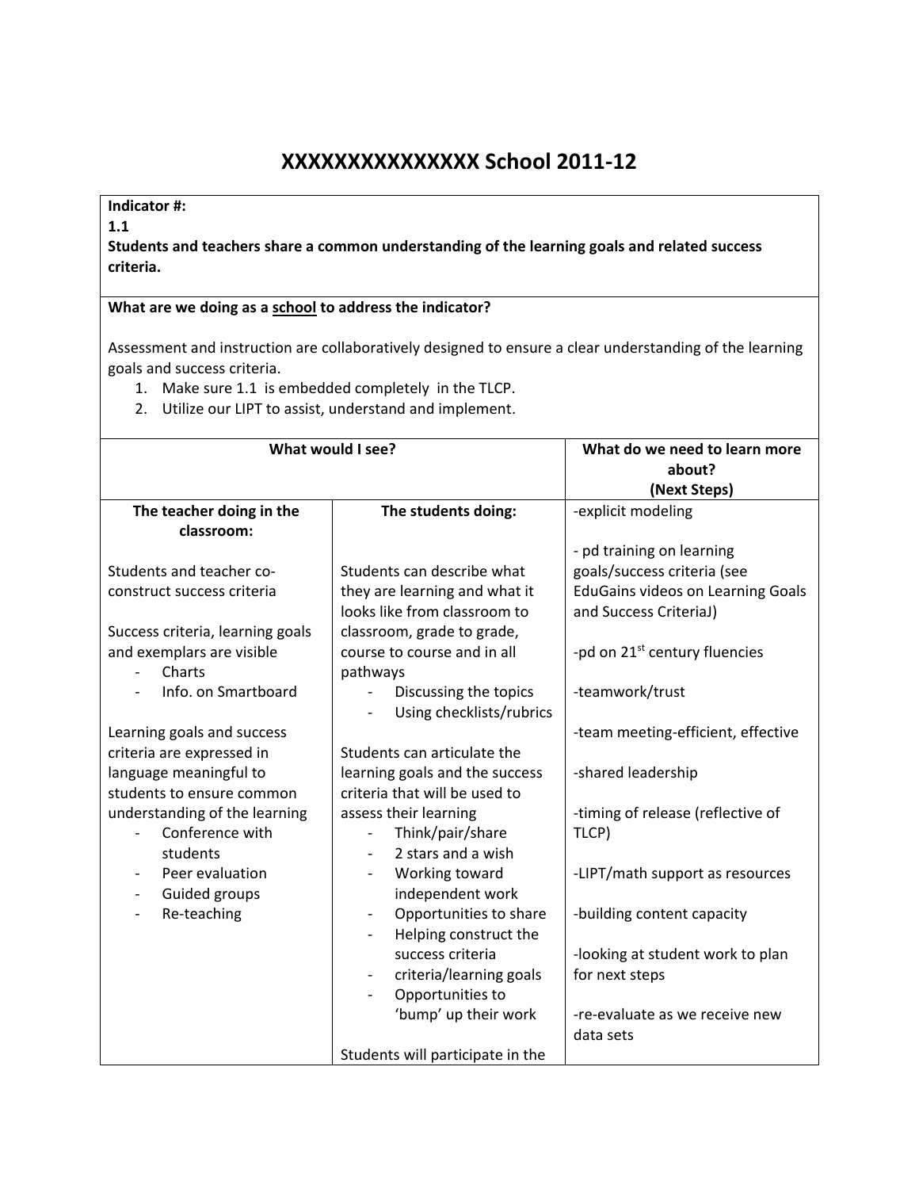# XXXXXXXXXXXXXXX School 2011-12

**Indicator #:**
**1.1**
**Students and teachers share a common understanding of the learning goals and related success criteria.**

**What are we doing as a school to address the indicator?**

Assessment and instruction are collaboratively designed to ensure a clear understanding of the learning goals and success criteria.

1. Make sure 1.1 is embedded completely in the TLCP.
2. Utilize our LIPT to assist, understand and implement.

| What would I see? | | What do we need to learn more about? (Next Steps) |
|---|---|---|
| **The teacher doing in the classroom:** | **The students doing:** | |
| Students and teacher co-construct success criteria<br><br>Success criteria, learning goals and exemplars are visible<br>- Charts<br>- Info. on Smartboard<br><br>Learning goals and success criteria are expressed in language meaningful to students to ensure common understanding of the learning<br>- Conference with students<br>- Peer evaluation<br>- Guided groups<br>- Re-teaching | Students can describe what they are learning and what it looks like from classroom to classroom, grade to grade, course to course and in all pathways<br>- Discussing the topics<br>- Using checklists/rubrics<br><br>Students can articulate the learning goals and the success criteria that will be used to assess their learning<br>- Think/pair/share<br>- 2 stars and a wish<br>- Working toward independent work<br>- Opportunities to share<br>- Helping construct the success criteria<br>- criteria/learning goals<br>- Opportunities to 'bump' up their work<br><br>Students will participate in the | -explicit modeling<br><br>- pd training on learning goals/success criteria (see EduGains videos on Learning Goals and Success CriteriaJ)<br><br>-pd on 21st century fluencies<br><br>-teamwork/trust<br><br>-team meeting-efficient, effective<br><br>-shared leadership<br><br>-timing of release (reflective of TLCP)<br><br>-LIPT/math support as resources<br><br>-building content capacity<br><br>-looking at student work to plan for next steps<br><br>-re-evaluate as we receive new data sets |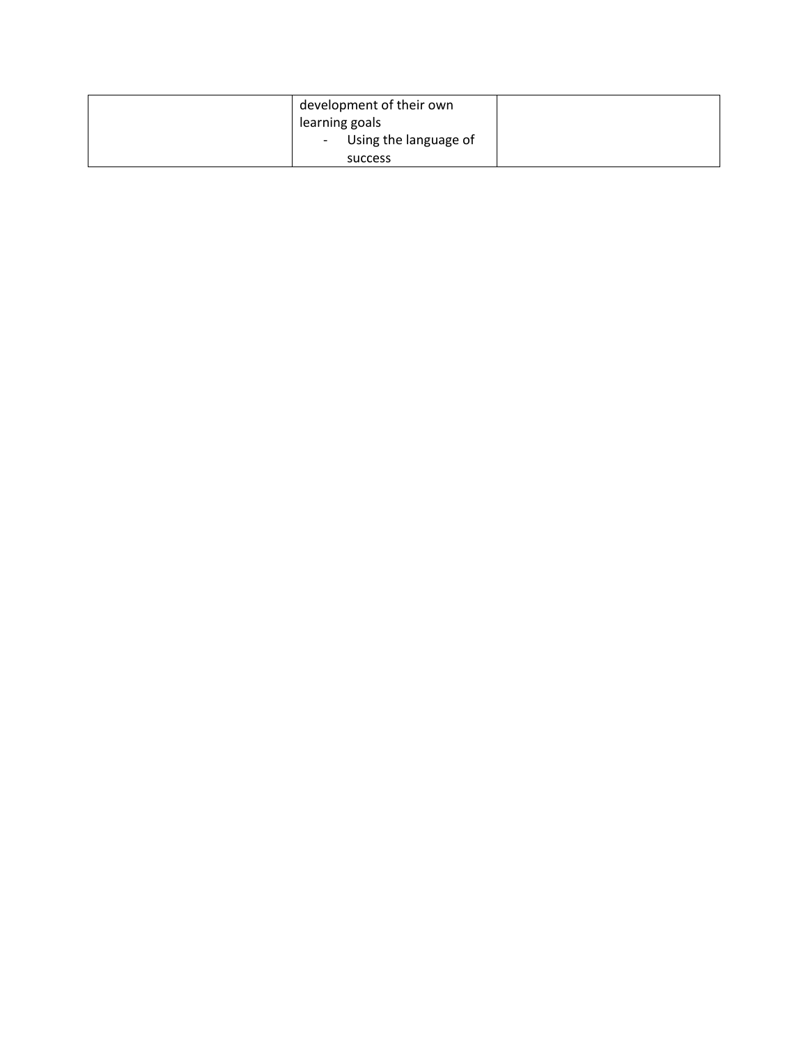| | | |
|---|---|---|
| | development of their own learning goals<br>- Using the language of success | |